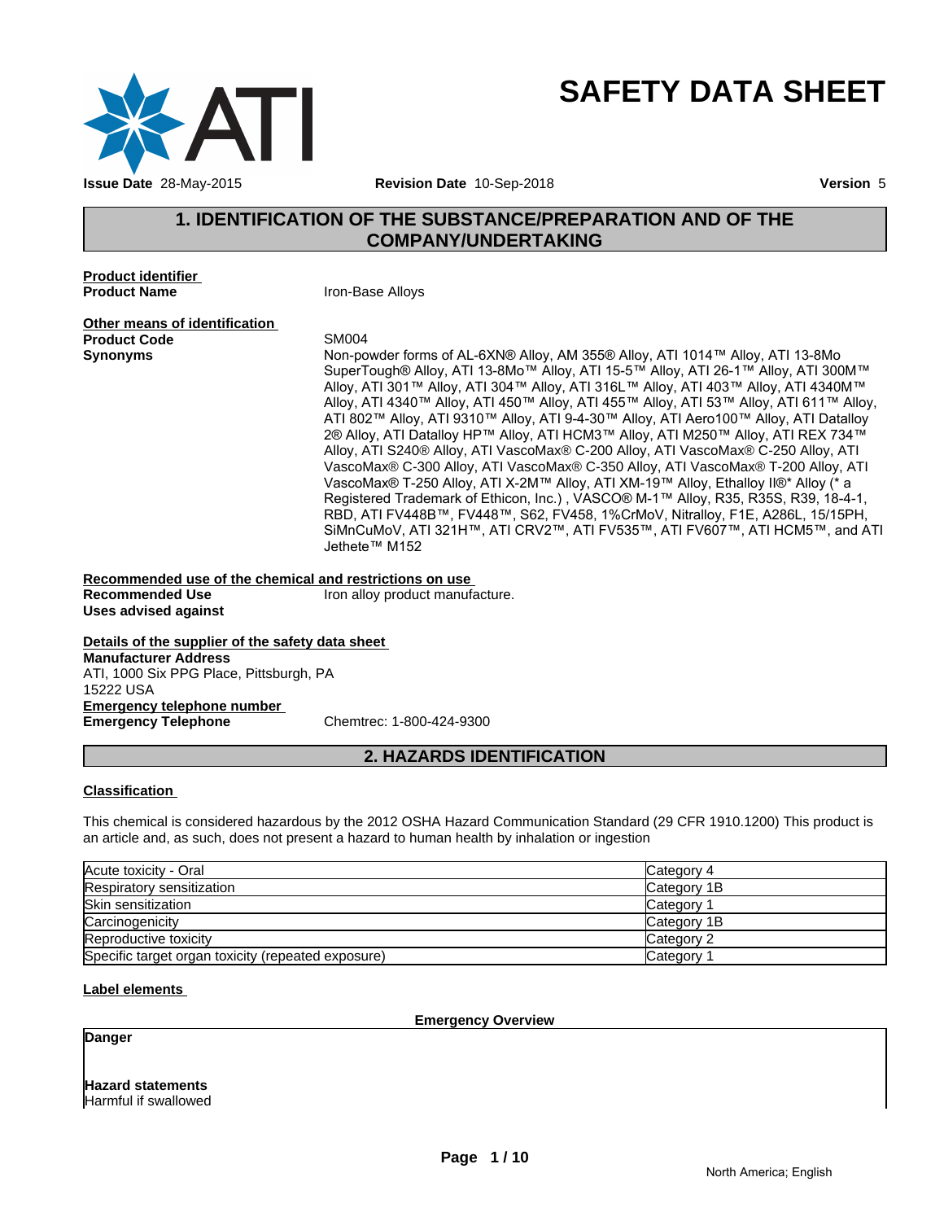# SAFETY DATA SHEET

**Issue Date** 28-May-2015 **Revision Date** 10-Sep-2018 **Version** 5

## 1. IDENTIFICATION OF THE SUBSTANCE/PREPARATION AND OF THE COMPANY/UNDERTAKING

**Product identifier**

**Product Name** Iron-Base Alloys

**Other means of identification**

**Product Code** SM004

**Synonyms** Non-powder forms of AL-6XN® Alloy, AM 355® Alloy, ATI 1014™ Alloy, ATI 13-8Mo SuperTough® Alloy, ATI 13-8Mo™ Alloy, ATI 15-5™ Alloy, ATI 26-1™ Alloy, ATI 300M™ Alloy, ATI 301™ Alloy, ATI 304™ Alloy, ATI 316L™ Alloy, ATI 403™ Alloy, ATI 4340M™ Alloy, ATI 4340™ Alloy, ATI 450™ Alloy, ATI 455™ Alloy, ATI 53™ Alloy, ATI 611™ Alloy, ATI 802™ Alloy, ATI 9310™ Alloy, ATI 9-4-30™ Alloy, ATI Aero100™ Alloy, ATI Datalloy 2® Alloy, ATI Datalloy HP™ Alloy, ATI HCM3™ Alloy, ATI M250™ Alloy, ATI REX 734™ Alloy, ATI S240® Alloy, ATI VascoMax® C-200 Alloy, ATI VascoMax® C-250 Alloy, ATI VascoMax® C-300 Alloy, ATI VascoMax® C-350 Alloy, ATI VascoMax® T-200 Alloy, ATI VascoMax® T-250 Alloy, ATI X-2M™ Alloy, ATI XM-19™ Alloy, Ethalloy II®* Alloy (* a Registered Trademark of Ethicon, Inc.) , VASCO® M-1™ Alloy, R35, R35S, R39, 18-4-1, RBD, ATI FV448B™, FV448™, S62, FV458, 1%CrMoV, Nitralloy, F1E, A286L, 15/15PH, SiMnCuMoV, ATI 321H™, ATI CRV2™, ATI FV535™, ATI FV607™, ATI HCM5™, and ATI Jethete™ M152

**Recommended use of the chemical and restrictions on use**

**Recommended Use** Iron alloy product manufacture.

**Uses advised against**

**Details of the supplier of the safety data sheet**

**Manufacturer Address**
ATI, 1000 Six PPG Place, Pittsburgh, PA
15222 USA

**Emergency telephone number**

**Emergency Telephone** Chemtrec: 1-800-424-9300

## 2. HAZARDS IDENTIFICATION

**Classification**

This chemical is considered hazardous by the 2012 OSHA Hazard Communication Standard (29 CFR 1910.1200) This product is an article and, as such, does not present a hazard to human health by inhalation or ingestion

| | |
|---|---|
| Acute toxicity - Oral | Category 4 |
| Respiratory sensitization | Category 1B |
| Skin sensitization | Category 1 |
| Carcinogenicity | Category 1B |
| Reproductive toxicity | Category 2 |
| Specific target organ toxicity (repeated exposure) | Category 1 |

**Label elements**

**Emergency Overview**

**Danger**

**Hazard statements**
Harmful if swallowed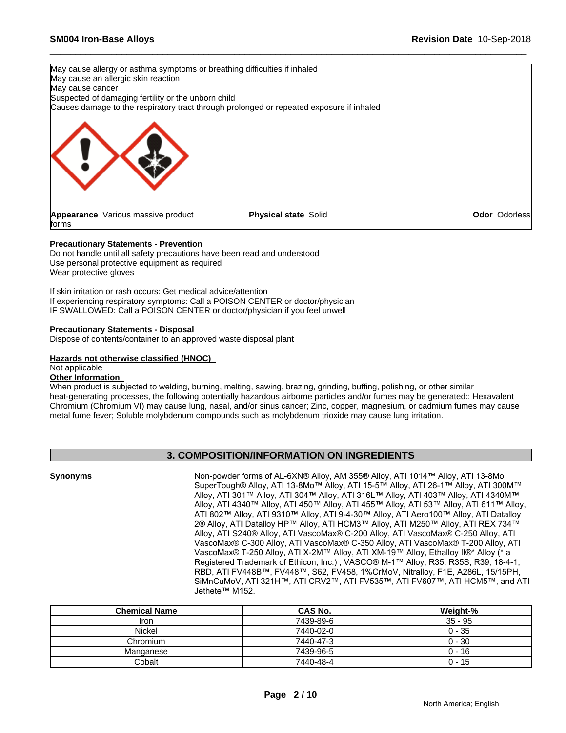May cause allergy or asthma symptoms or breathing difficulties if inhaled
May cause an allergic skin reaction
May cause cancer
Suspected of damaging fertility or the unborn child
Causes damage to the respiratory tract through prolonged or repeated exposure if inhaled

**Appearance** Various massive product forms | **Physical state** Solid | **Odor** Odorless

**Precautionary Statements - Prevention**
Do not handle until all safety precautions have been read and understood
Use personal protective equipment as required
Wear protective gloves

If skin irritation or rash occurs: Get medical advice/attention
If experiencing respiratory symptoms: Call a POISON CENTER or doctor/physician
IF SWALLOWED: Call a POISON CENTER or doctor/physician if you feel unwell

**Precautionary Statements - Disposal**
Dispose of contents/container to an approved waste disposal plant

**Hazards not otherwise classified (HNOC)**
Not applicable

**Other Information**
When product is subjected to welding, burning, melting, sawing, brazing, grinding, buffing, polishing, or other similar heat-generating processes, the following potentially hazardous airborne particles and/or fumes may be generated:: Hexavalent Chromium (Chromium VI) may cause lung, nasal, and/or sinus cancer; Zinc, copper, magnesium, or cadmium fumes may cause metal fume fever; Soluble molybdenum compounds such as molybdenum trioxide may cause lung irritation.

## 3. COMPOSITION/INFORMATION ON INGREDIENTS

**Synonyms** Non-powder forms of AL-6XN® Alloy, AM 355® Alloy, ATI 1014™ Alloy, ATI 13-8Mo SuperTough® Alloy, ATI 13-8Mo™ Alloy, ATI 15-5™ Alloy, ATI 26-1™ Alloy, ATI 300M™ Alloy, ATI 301™ Alloy, ATI 304™ Alloy, ATI 316L™ Alloy, ATI 403™ Alloy, ATI 4340M™ Alloy, ATI 4340™ Alloy, ATI 450™ Alloy, ATI 455™ Alloy, ATI 53™ Alloy, ATI 611™ Alloy, ATI 802™ Alloy, ATI 9310™ Alloy, ATI 9-4-30™ Alloy, ATI Aero100™ Alloy, ATI Datalloy 2® Alloy, ATI Datalloy HP™ Alloy, ATI HCM3™ Alloy, ATI M250™ Alloy, ATI REX 734™ Alloy, ATI S240® Alloy, ATI VascoMax® C-200 Alloy, ATI VascoMax® C-250 Alloy, ATI VascoMax® C-300 Alloy, ATI VascoMax® C-350 Alloy, ATI VascoMax® T-200 Alloy, ATI VascoMax® T-250 Alloy, ATI X-2M™ Alloy, ATI XM-19™ Alloy, Ethalloy II®* Alloy (* a Registered Trademark of Ethicon, Inc.) , VASCO® M-1™ Alloy, R35, R35S, R39, 18-4-1, RBD, ATI FV448B™, FV448™, S62, FV458, 1%CrMoV, Nitralloy, F1E, A286L, 15/15PH, SiMnCuMoV, ATI 321H™, ATI CRV2™, ATI FV535™, ATI FV607™, ATI HCM5™, and ATI Jethete™ M152.

| Chemical Name | CAS No. | Weight-% |
|---|---|---|
| Iron | 7439-89-6 | 35 - 95 |
| Nickel | 7440-02-0 | 0 - 35 |
| Chromium | 7440-47-3 | 0 - 30 |
| Manganese | 7439-96-5 | 0 - 16 |
| Cobalt | 7440-48-4 | 0 - 15 |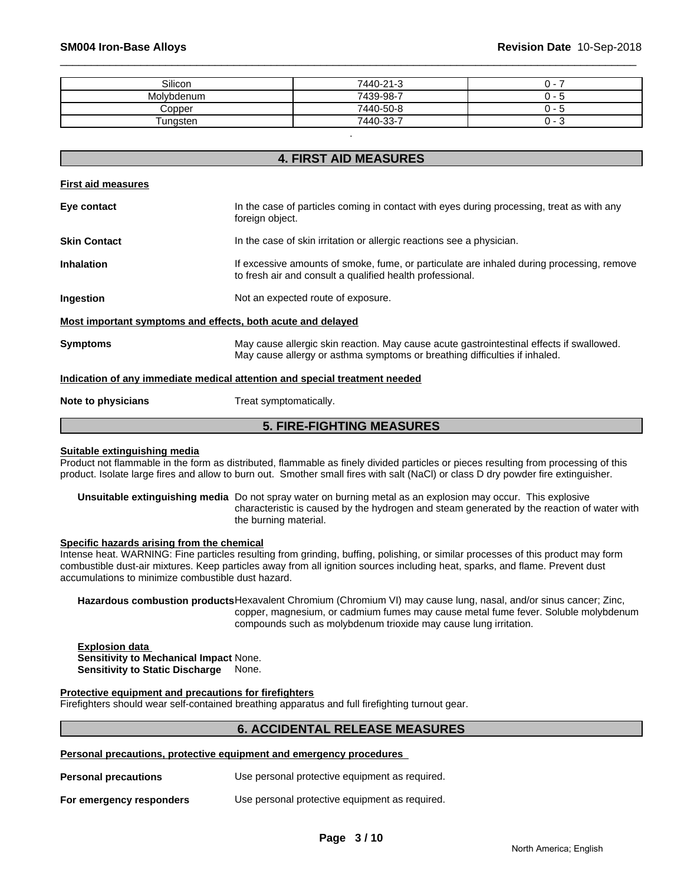| Silicon | 7440-21-3 | 0 - 7 |
|---|---|---|
| Molybdenum | 7439-98-7 | 0 - 5 |
| Copper | 7440-50-8 | 0 - 5 |
| Tungsten | 7440-33-7 | 0 - 3 |

.

## 4. FIRST AID MEASURES

**First aid measures**

**Eye contact** In the case of particles coming in contact with eyes during processing, treat as with any foreign object.

**Skin Contact** In the case of skin irritation or allergic reactions see a physician.

**Inhalation** If excessive amounts of smoke, fume, or particulate are inhaled during processing, remove to fresh air and consult a qualified health professional.

**Ingestion** Not an expected route of exposure.

**Most important symptoms and effects, both acute and delayed**

**Symptoms** May cause allergic skin reaction. May cause acute gastrointestinal effects if swallowed. May cause allergy or asthma symptoms or breathing difficulties if inhaled.

**Indication of any immediate medical attention and special treatment needed**

**Note to physicians** Treat symptomatically.

## 5. FIRE-FIGHTING MEASURES

**Suitable extinguishing media**

Product not flammable in the form as distributed, flammable as finely divided particles or pieces resulting from processing of this product. Isolate large fires and allow to burn out. Smother small fires with salt (NaCl) or class D dry powder fire extinguisher.

**Unsuitable extinguishing media** Do not spray water on burning metal as an explosion may occur. This explosive characteristic is caused by the hydrogen and steam generated by the reaction of water with the burning material.

**Specific hazards arising from the chemical**

Intense heat. WARNING: Fine particles resulting from grinding, buffing, polishing, or similar processes of this product may form combustible dust-air mixtures. Keep particles away from all ignition sources including heat, sparks, and flame. Prevent dust accumulations to minimize combustible dust hazard.

**Hazardous combustion products** Hexavalent Chromium (Chromium VI) may cause lung, nasal, and/or sinus cancer; Zinc, copper, magnesium, or cadmium fumes may cause metal fume fever. Soluble molybdenum compounds such as molybdenum trioxide may cause lung irritation.

**Explosion data**
**Sensitivity to Mechanical Impact** None.
**Sensitivity to Static Discharge** None.

**Protective equipment and precautions for firefighters**

Firefighters should wear self-contained breathing apparatus and full firefighting turnout gear.

## 6. ACCIDENTAL RELEASE MEASURES

**Personal precautions, protective equipment and emergency procedures**

**Personal precautions** Use personal protective equipment as required.

**For emergency responders** Use personal protective equipment as required.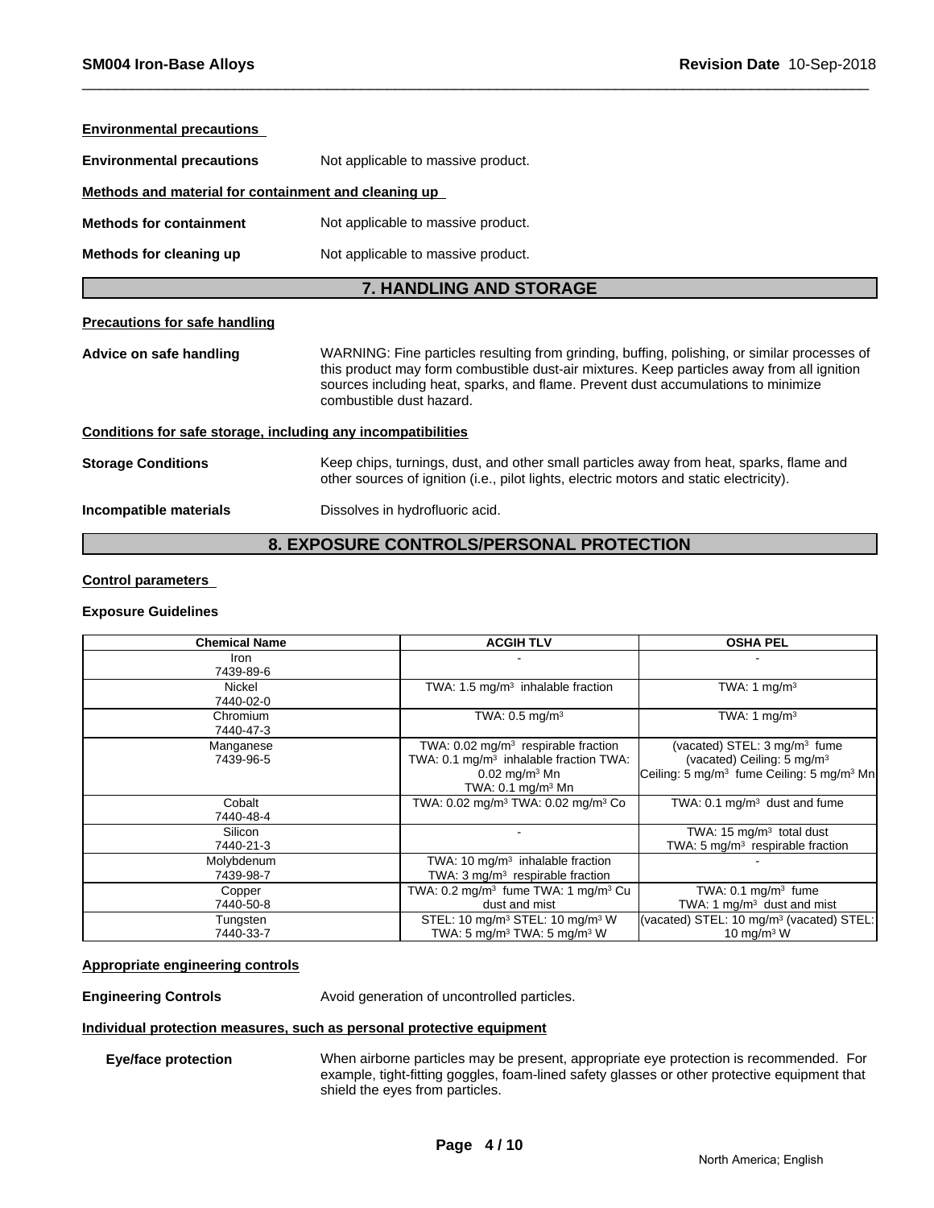**Environmental precautions**

**Environmental precautions** Not applicable to massive product.

**Methods and material for containment and cleaning up**

**Methods for containment** Not applicable to massive product.

**Methods for cleaning up** Not applicable to massive product.

## 7. HANDLING AND STORAGE

**Precautions for safe handling**

**Advice on safe handling** WARNING: Fine particles resulting from grinding, buffing, polishing, or similar processes of this product may form combustible dust-air mixtures. Keep particles away from all ignition sources including heat, sparks, and flame. Prevent dust accumulations to minimize combustible dust hazard.

**Conditions for safe storage, including any incompatibilities**

**Storage Conditions** Keep chips, turnings, dust, and other small particles away from heat, sparks, flame and other sources of ignition (i.e., pilot lights, electric motors and static electricity).

**Incompatible materials** Dissolves in hydrofluoric acid.

## 8. EXPOSURE CONTROLS/PERSONAL PROTECTION

**Control parameters**

**Exposure Guidelines**

| Chemical Name | ACGIH TLV | OSHA PEL |
|---|---|---|
| Iron 7439-89-6 | - | - |
| Nickel 7440-02-0 | TWA: 1.5 mg/m³ inhalable fraction | TWA: 1 mg/m³ |
| Chromium 7440-47-3 | TWA: 0.5 mg/m³ | TWA: 1 mg/m³ |
| Manganese 7439-96-5 | TWA: 0.02 mg/m³ respirable fraction TWA: 0.1 mg/m³ inhalable fraction TWA: 0.02 mg/m³ Mn TWA: 0.1 mg/m³ Mn | (vacated) STEL: 3 mg/m³ fume (vacated) Ceiling: 5 mg/m³ Ceiling: 5 mg/m³ fume Ceiling: 5 mg/m³ Mn |
| Cobalt 7440-48-4 | TWA: 0.02 mg/m³ TWA: 0.02 mg/m³ Co | TWA: 0.1 mg/m³ dust and fume |
| Silicon 7440-21-3 | - | TWA: 15 mg/m³ total dust TWA: 5 mg/m³ respirable fraction |
| Molybdenum 7439-98-7 | TWA: 10 mg/m³ inhalable fraction TWA: 3 mg/m³ respirable fraction | - |
| Copper 7440-50-8 | TWA: 0.2 mg/m³ fume TWA: 1 mg/m³ Cu dust and mist | TWA: 0.1 mg/m³ fume TWA: 1 mg/m³ dust and mist |
| Tungsten 7440-33-7 | STEL: 10 mg/m³ STEL: 10 mg/m³ W TWA: 5 mg/m³ TWA: 5 mg/m³ W | (vacated) STEL: 10 mg/m³ (vacated) STEL: 10 mg/m³ W |

**Appropriate engineering controls**

**Engineering Controls** Avoid generation of uncontrolled particles.

**Individual protection measures, such as personal protective equipment**

**Eye/face protection** When airborne particles may be present, appropriate eye protection is recommended. For example, tight-fitting goggles, foam-lined safety glasses or other protective equipment that shield the eyes from particles.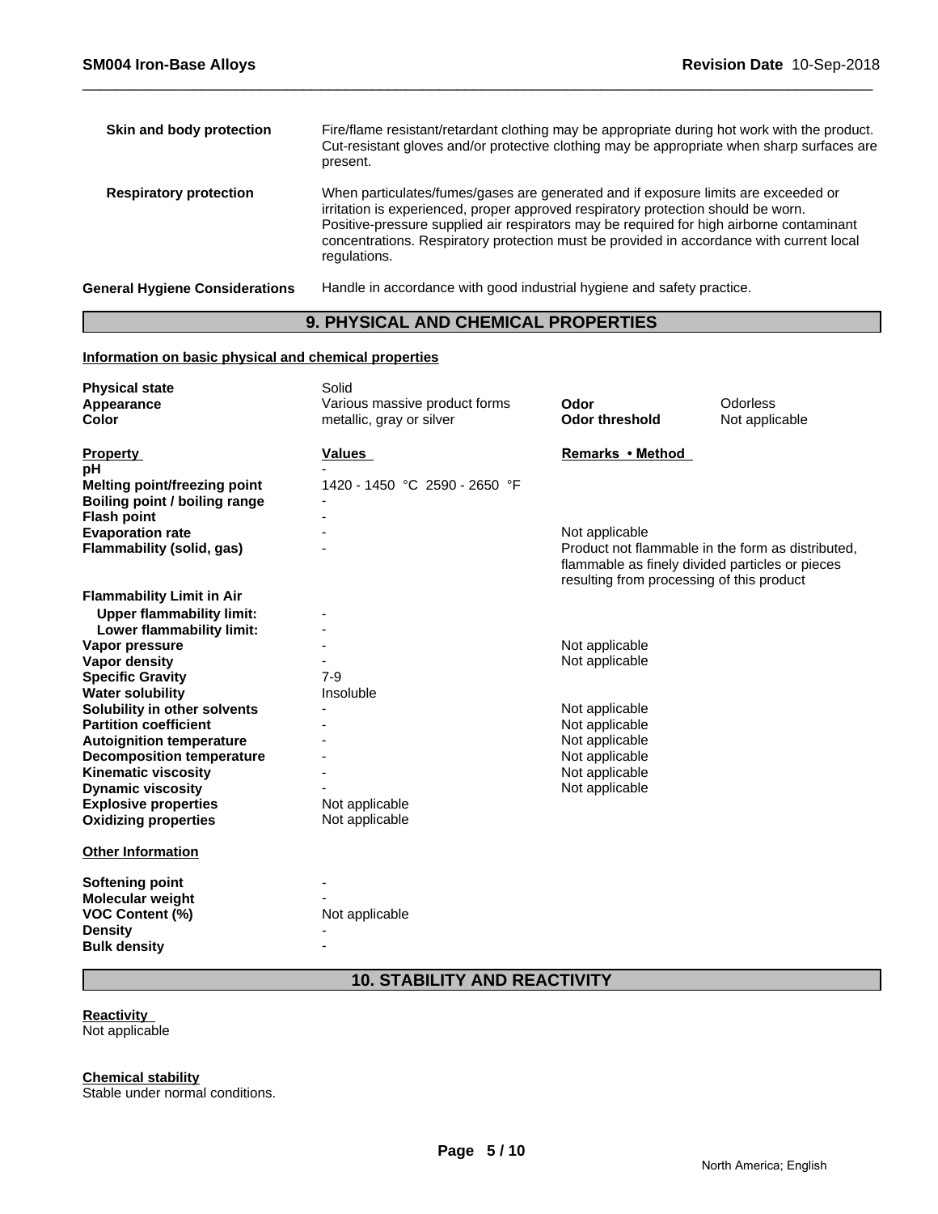| | |
|---|---|
| **Skin and body protection** | Fire/flame resistant/retardant clothing may be appropriate during hot work with the product. Cut-resistant gloves and/or protective clothing may be appropriate when sharp surfaces are present. |
| **Respiratory protection** | When particulates/fumes/gases are generated and if exposure limits are exceeded or irritation is experienced, proper approved respiratory protection should be worn. Positive-pressure supplied air respirators may be required for high airborne contaminant concentrations. Respiratory protection must be provided in accordance with current local regulations. |
| **General Hygiene Considerations** | Handle in accordance with good industrial hygiene and safety practice. |

## 9. PHYSICAL AND CHEMICAL PROPERTIES

**Information on basic physical and chemical properties**

| | | | |
|---|---|---|---|
| **Physical state** | Solid | | |
| **Appearance** | Various massive product forms | **Odor** | Odorless |
| **Color** | metallic, gray or silver | **Odor threshold** | Not applicable |

| Property | Values | Remarks • Method |
|---|---|---|
| **pH** | - | |
| **Melting point/freezing point** | 1420 - 1450 °C 2590 - 2650 °F | |
| **Boiling point / boiling range** | - | |
| **Flash point** | - | |
| **Evaporation rate** | - | Not applicable |
| **Flammability (solid, gas)** | - | Product not flammable in the form as distributed, flammable as finely divided particles or pieces resulting from processing of this product |
| **Flammability Limit in Air** | | |
| **Upper flammability limit:** | - | |
| **Lower flammability limit:** | - | |
| **Vapor pressure** | - | Not applicable |
| **Vapor density** | - | Not applicable |
| **Specific Gravity** | 7-9 | |
| **Water solubility** | Insoluble | |
| **Solubility in other solvents** | - | Not applicable |
| **Partition coefficient** | - | Not applicable |
| **Autoignition temperature** | - | Not applicable |
| **Decomposition temperature** | - | Not applicable |
| **Kinematic viscosity** | - | Not applicable |
| **Dynamic viscosity** | - | Not applicable |
| **Explosive properties** | Not applicable | |
| **Oxidizing properties** | Not applicable | |

**Other Information**

| | |
|---|---|
| **Softening point** | - |
| **Molecular weight** | - |
| **VOC Content (%)** | Not applicable |
| **Density** | - |
| **Bulk density** | - |

## 10. STABILITY AND REACTIVITY

**Reactivity**
Not applicable

**Chemical stability**
Stable under normal conditions.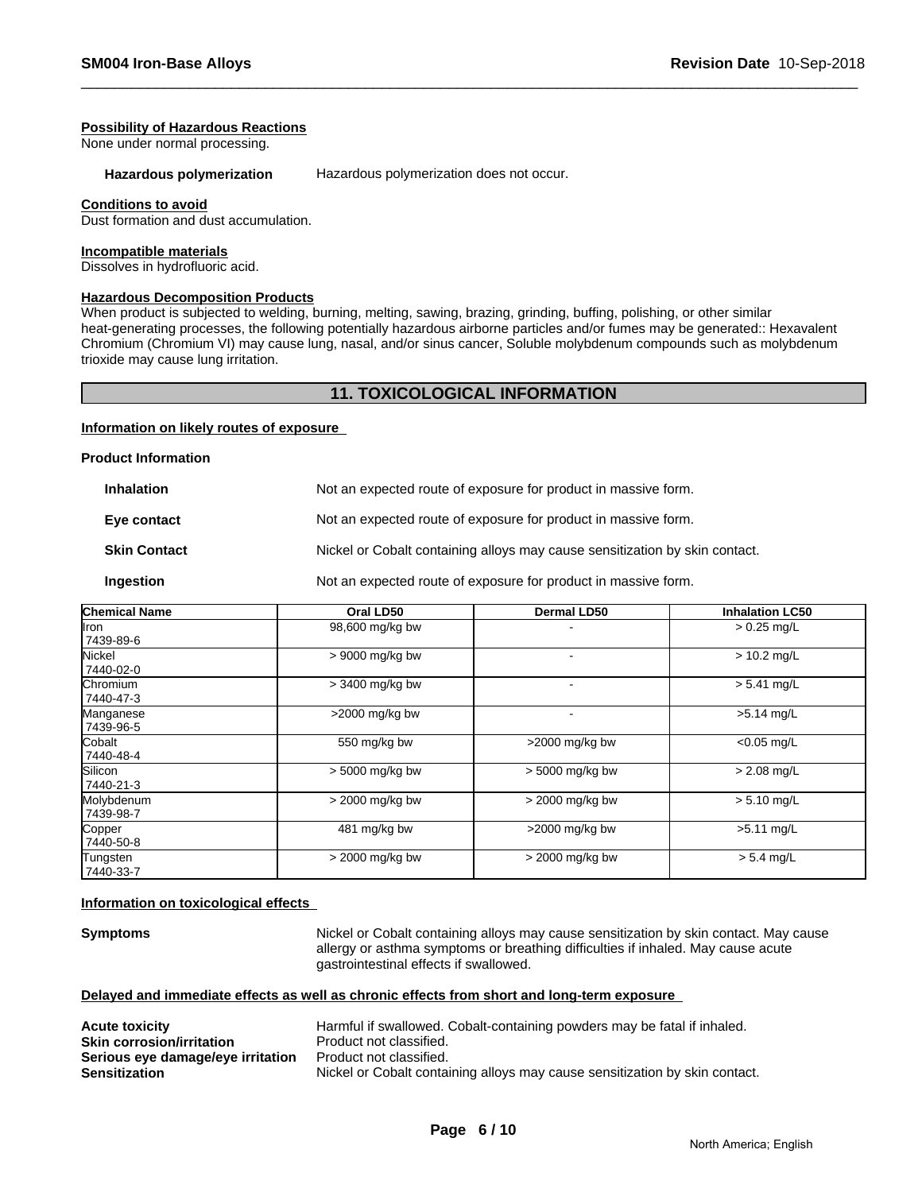**Possibility of Hazardous Reactions**
None under normal processing.

**Hazardous polymerization** Hazardous polymerization does not occur.

**Conditions to avoid**
Dust formation and dust accumulation.

**Incompatible materials**
Dissolves in hydrofluoric acid.

**Hazardous Decomposition Products**
When product is subjected to welding, burning, melting, sawing, brazing, grinding, buffing, polishing, or other similar heat-generating processes, the following potentially hazardous airborne particles and/or fumes may be generated:: Hexavalent Chromium (Chromium VI) may cause lung, nasal, and/or sinus cancer, Soluble molybdenum compounds such as molybdenum trioxide may cause lung irritation.

## 11. TOXICOLOGICAL INFORMATION

**Information on likely routes of exposure**

**Product Information**

**Inhalation** Not an expected route of exposure for product in massive form.

**Eye contact** Not an expected route of exposure for product in massive form.

**Skin Contact** Nickel or Cobalt containing alloys may cause sensitization by skin contact.

**Ingestion** Not an expected route of exposure for product in massive form.

| Chemical Name | Oral LD50 | Dermal LD50 | Inhalation LC50 |
|---|---|---|---|
| Iron 7439-89-6 | 98,600 mg/kg bw | - | > 0.25 mg/L |
| Nickel 7440-02-0 | > 9000 mg/kg bw | - | > 10.2 mg/L |
| Chromium 7440-47-3 | > 3400 mg/kg bw | - | > 5.41 mg/L |
| Manganese 7439-96-5 | >2000 mg/kg bw | - | >5.14 mg/L |
| Cobalt 7440-48-4 | 550 mg/kg bw | >2000 mg/kg bw | <0.05 mg/L |
| Silicon 7440-21-3 | > 5000 mg/kg bw | > 5000 mg/kg bw | > 2.08 mg/L |
| Molybdenum 7439-98-7 | > 2000 mg/kg bw | > 2000 mg/kg bw | > 5.10 mg/L |
| Copper 7440-50-8 | 481 mg/kg bw | >2000 mg/kg bw | >5.11 mg/L |
| Tungsten 7440-33-7 | > 2000 mg/kg bw | > 2000 mg/kg bw | > 5.4 mg/L |

**Information on toxicological effects**

**Symptoms** Nickel or Cobalt containing alloys may cause sensitization by skin contact. May cause allergy or asthma symptoms or breathing difficulties if inhaled. May cause acute gastrointestinal effects if swallowed.

**Delayed and immediate effects as well as chronic effects from short and long-term exposure**

**Acute toxicity** Harmful if swallowed. Cobalt-containing powders may be fatal if inhaled.
**Skin corrosion/irritation** Product not classified.
**Serious eye damage/eye irritation** Product not classified.
**Sensitization** Nickel or Cobalt containing alloys may cause sensitization by skin contact.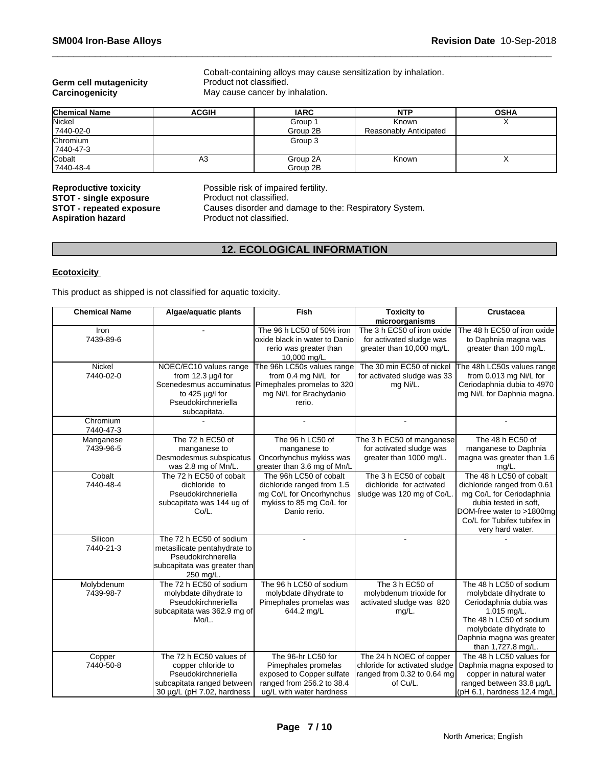Cobalt-containing alloys may cause sensitization by inhalation.

**Germ cell mutagenicity** Product not classified.
**Carcinogenicity** May cause cancer by inhalation.

| Chemical Name | ACGIH | IARC | NTP | OSHA |
|---|---|---|---|---|
| Nickel<br>7440-02-0 | | Group 1<br>Group 2B | Known<br>Reasonably Anticipated | X |
| Chromium<br>7440-47-3 | | Group 3 | | |
| Cobalt<br>7440-48-4 | A3 | Group 2A<br>Group 2B | Known | X |

**Reproductive toxicity** Possible risk of impaired fertility.
**STOT - single exposure** Product not classified.
**STOT - repeated exposure** Causes disorder and damage to the: Respiratory System.
**Aspiration hazard** Product not classified.

## 12. ECOLOGICAL INFORMATION

**Ecotoxicity**

This product as shipped is not classified for aquatic toxicity.

| Chemical Name | Algae/aquatic plants | Fish | Toxicity to microorganisms | Crustacea |
|---|---|---|---|---|
| Iron<br>7439-89-6 | - | The 96 h LC50 of 50% iron oxide black in water to Danio rerio was greater than 10,000 mg/L. | The 3 h EC50 of iron oxide for activated sludge was greater than 10,000 mg/L. | The 48 h EC50 of iron oxide to Daphnia magna was greater than 100 mg/L. |
| Nickel<br>7440-02-0 | NOEC/EC10 values range from 12.3 µg/l for Scenedesmus accuminatus to 425 µg/l for Pseudokirchneriella subcapitata. | The 96h LC50s values range from 0.4 mg Ni/L for Pimephales promelas to 320 mg Ni/L for Brachydanio rerio. | The 30 min EC50 of nickel for activated sludge was 33 mg Ni/L. | The 48h LC50s values range from 0.013 mg Ni/L for Ceriodaphnia dubia to 4970 mg Ni/L for Daphnia magna. |
| Chromium<br>7440-47-3 | - | - | - | - |
| Manganese<br>7439-96-5 | The 72 h EC50 of manganese to Desmodesmus subspicatus was 2.8 mg of Mn/L. | The 96 h LC50 of manganese to Oncorhynchus mykiss was greater than 3.6 mg of Mn/L | The 3 h EC50 of manganese for activated sludge was greater than 1000 mg/L. | The 48 h EC50 of manganese to Daphnia magna was greater than 1.6 mg/L. |
| Cobalt<br>7440-48-4 | The 72 h EC50 of cobalt dichloride to Pseudokirchneriella subcapitata was 144 ug of Co/L. | The 96h LC50 of cobalt dichloride ranged from 1.5 mg Co/L for Oncorhynchus mykiss to 85 mg Co/L for Danio rerio. | The 3 h EC50 of cobalt dichloride for activated sludge was 120 mg of Co/L. | The 48 h LC50 of cobalt dichloride ranged from 0.61 mg Co/L for Ceriodaphnia dubia tested in soft, DOM-free water to >1800mg Co/L for Tubifex tubifex in very hard water. |
| Silicon<br>7440-21-3 | The 72 h EC50 of sodium metasilicate pentahydrate to Pseudokirchnerella subcapitata was greater than 250 mg/L. | - | - | - |
| Molybdenum<br>7439-98-7 | The 72 h EC50 of sodium molybdate dihydrate to Pseudokirchneriella subcapitata was 362.9 mg of Mo/L. | The 96 h LC50 of sodium molybdate dihydrate to Pimephales promelas was 644.2 mg/L | The 3 h EC50 of molybdenum trioxide for activated sludge was 820 mg/L. | The 48 h LC50 of sodium molybdate dihydrate to Ceriodaphnia dubia was 1,015 mg/L. The 48 h LC50 of sodium molybdate dihydrate to Daphnia magna was greater than 1,727.8 mg/L. |
| Copper<br>7440-50-8 | The 72 h EC50 values of copper chloride to Pseudokirchneriella subcapitata ranged between 30 µg/L (pH 7.02, hardness | The 96-hr LC50 for Pimephales promelas exposed to Copper sulfate ranged from 256.2 to 38.4 ug/L with water hardness | The 24 h NOEC of copper chloride for activated sludge ranged from 0.32 to 0.64 mg of Cu/L. | The 48 h LC50 values for Daphnia magna exposed to copper in natural water ranged between 33.8 µg/L (pH 6.1, hardness 12.4 mg/L |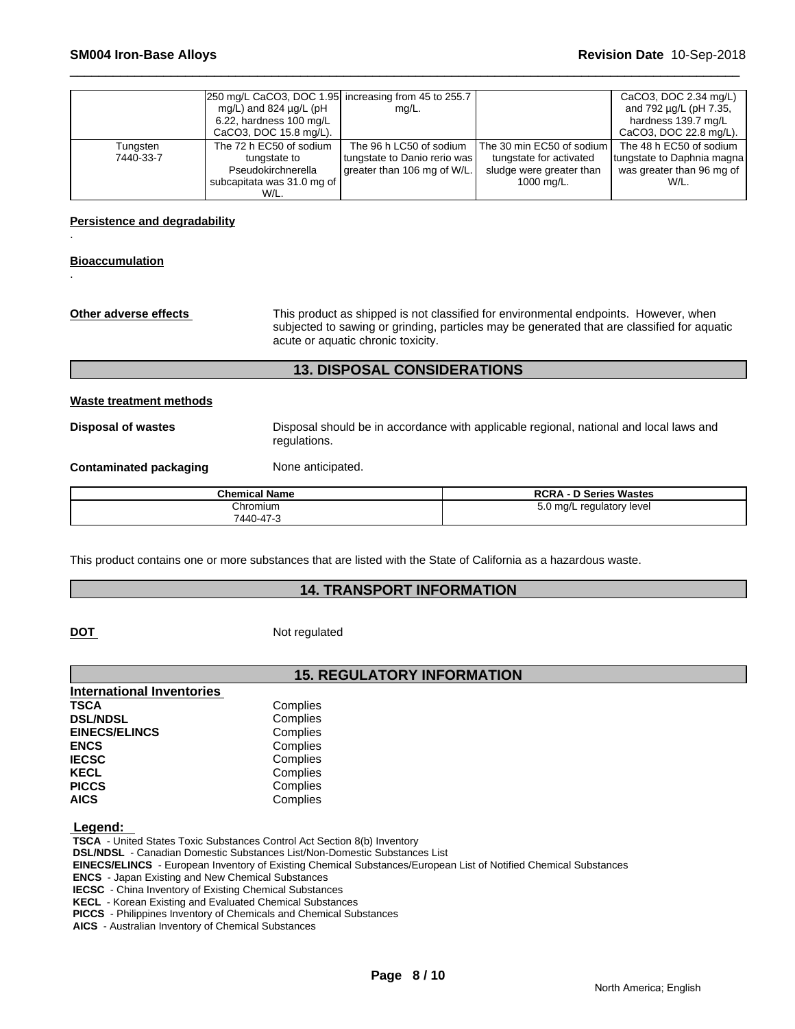| | | | | |
|---|---|---|---|---|
| | 250 mg/L CaCO3, DOC 1.95 mg/L) and 824 µg/L (pH 6.22, hardness 100 mg/L CaCO3, DOC 15.8 mg/L). | increasing from 45 to 255.7 mg/L. | | CaCO3, DOC 2.34 mg/L) and 792 µg/L (pH 7.35, hardness 139.7 mg/L CaCO3, DOC 22.8 mg/L). |
| Tungsten 7440-33-7 | The 72 h EC50 of sodium tungstate to Pseudokirchnerella subcapitata was 31.0 mg of W/L. | The 96 h LC50 of sodium tungstate to Danio rerio was greater than 106 mg of W/L. | The 30 min EC50 of sodium tungstate for activated sludge were greater than 1000 mg/L. | The 48 h EC50 of sodium tungstate to Daphnia magna was greater than 96 mg of W/L. |

**Persistence and degradability**

.

**Bioaccumulation**

.

**Other adverse effects** This product as shipped is not classified for environmental endpoints. However, when subjected to sawing or grinding, particles may be generated that are classified for aquatic acute or aquatic chronic toxicity.

## 13. DISPOSAL CONSIDERATIONS

**Waste treatment methods**

**Disposal of wastes** Disposal should be in accordance with applicable regional, national and local laws and regulations.

**Contaminated packaging** None anticipated.

| Chemical Name | RCRA - D Series Wastes |
|---|---|
| Chromium 7440-47-3 | 5.0 mg/L regulatory level |

This product contains one or more substances that are listed with the State of California as a hazardous waste.

## 14. TRANSPORT INFORMATION

**DOT** Not regulated

## 15. REGULATORY INFORMATION

**International Inventories**

| | |
|---|---|
| **TSCA** | Complies |
| **DSL/NDSL** | Complies |
| **EINECS/ELINCS** | Complies |
| **ENCS** | Complies |
| **IECSC** | Complies |
| **KECL** | Complies |
| **PICCS** | Complies |
| **AICS** | Complies |

**Legend:**

**TSCA** - United States Toxic Substances Control Act Section 8(b) Inventory
**DSL/NDSL** - Canadian Domestic Substances List/Non-Domestic Substances List
**EINECS/ELINCS** - European Inventory of Existing Chemical Substances/European List of Notified Chemical Substances
**ENCS** - Japan Existing and New Chemical Substances
**IECSC** - China Inventory of Existing Chemical Substances
**KECL** - Korean Existing and Evaluated Chemical Substances
**PICCS** - Philippines Inventory of Chemicals and Chemical Substances
**AICS** - Australian Inventory of Chemical Substances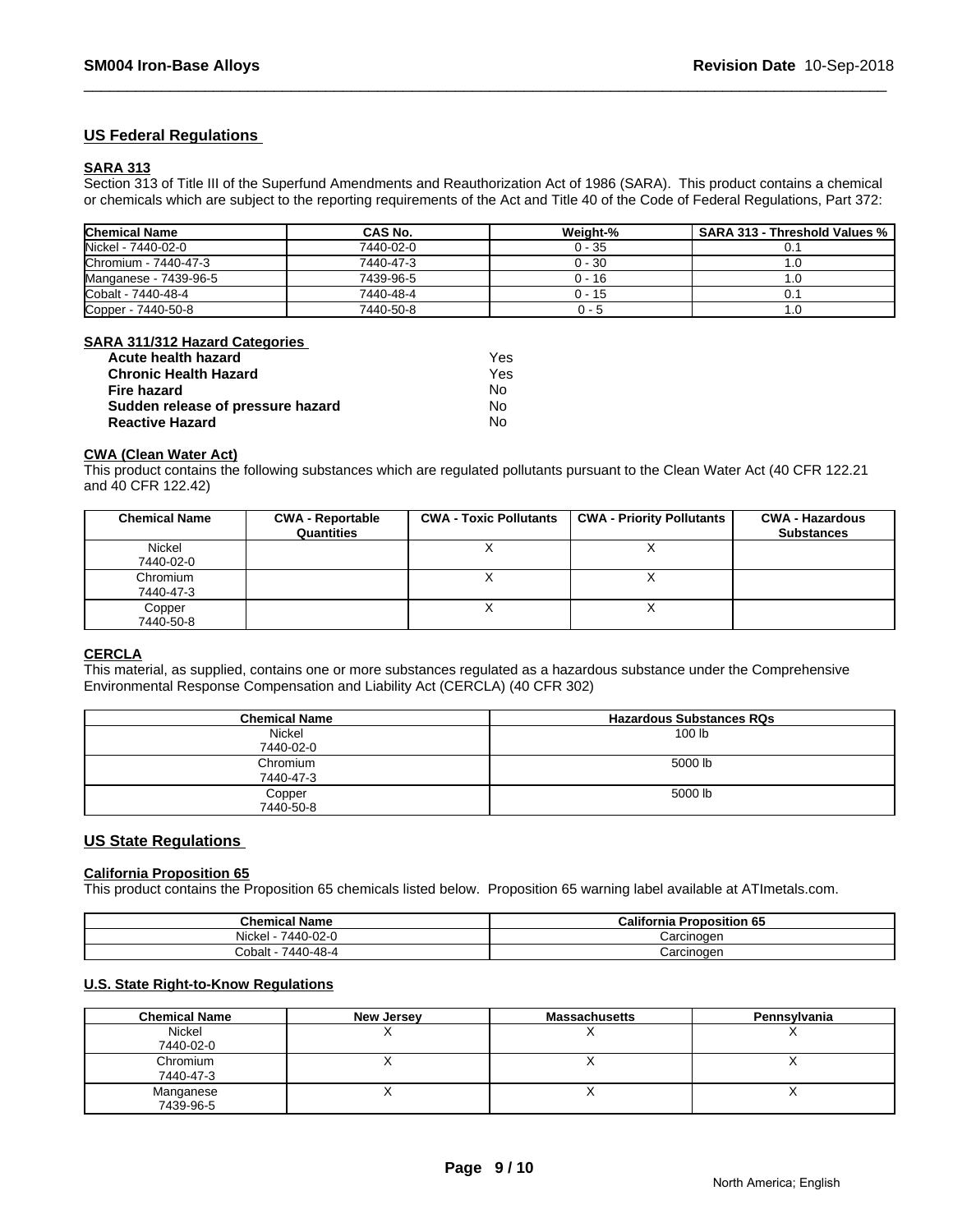## US Federal Regulations

### SARA 313

Section 313 of Title III of the Superfund Amendments and Reauthorization Act of 1986 (SARA). This product contains a chemical or chemicals which are subject to the reporting requirements of the Act and Title 40 of the Code of Federal Regulations, Part 372:

| Chemical Name | CAS No. | Weight-% | SARA 313 - Threshold Values % |
|---|---|---|---|
| Nickel - 7440-02-0 | 7440-02-0 | 0 - 35 | 0.1 |
| Chromium - 7440-47-3 | 7440-47-3 | 0 - 30 | 1.0 |
| Manganese - 7439-96-5 | 7439-96-5 | 0 - 16 | 1.0 |
| Cobalt - 7440-48-4 | 7440-48-4 | 0 - 15 | 0.1 |
| Copper - 7440-50-8 | 7440-50-8 | 0 - 5 | 1.0 |

### SARA 311/312 Hazard Categories

| | |
|---|---|
| **Acute health hazard** | Yes |
| **Chronic Health Hazard** | Yes |
| **Fire hazard** | No |
| **Sudden release of pressure hazard** | No |
| **Reactive Hazard** | No |

### CWA (Clean Water Act)

This product contains the following substances which are regulated pollutants pursuant to the Clean Water Act (40 CFR 122.21 and 40 CFR 122.42)

| Chemical Name | CWA - Reportable Quantities | CWA - Toxic Pollutants | CWA - Priority Pollutants | CWA - Hazardous Substances |
|---|---|---|---|---|
| Nickel 7440-02-0 | | X | X | |
| Chromium 7440-47-3 | | X | X | |
| Copper 7440-50-8 | | X | X | |

### CERCLA

This material, as supplied, contains one or more substances regulated as a hazardous substance under the Comprehensive Environmental Response Compensation and Liability Act (CERCLA) (40 CFR 302)

| Chemical Name | Hazardous Substances RQs |
|---|---|
| Nickel 7440-02-0 | 100 lb |
| Chromium 7440-47-3 | 5000 lb |
| Copper 7440-50-8 | 5000 lb |

## US State Regulations

### California Proposition 65

This product contains the Proposition 65 chemicals listed below. Proposition 65 warning label available at ATImetals.com.

| Chemical Name | California Proposition 65 |
|---|---|
| Nickel - 7440-02-0 | Carcinogen |
| Cobalt - 7440-48-4 | Carcinogen |

### U.S. State Right-to-Know Regulations

| Chemical Name | New Jersey | Massachusetts | Pennsylvania |
|---|---|---|---|
| Nickel 7440-02-0 | X | X | X |
| Chromium 7440-47-3 | X | X | X |
| Manganese 7439-96-5 | X | X | X |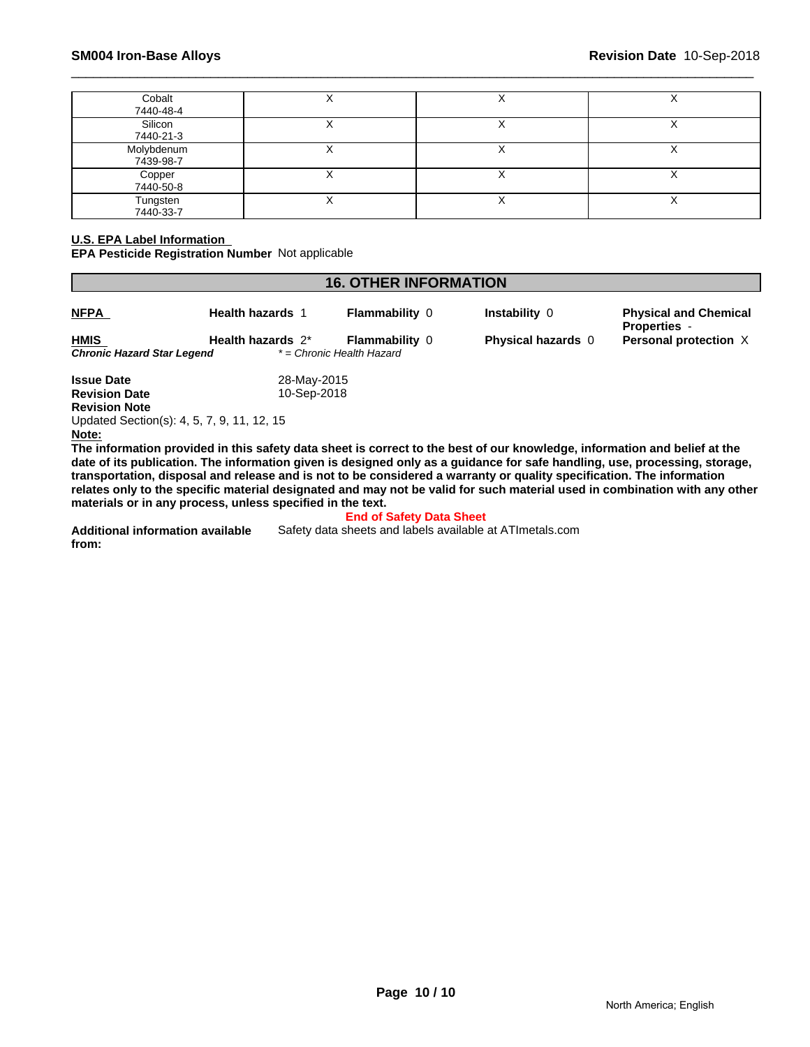| | | | |
|---|---|---|---|
| Cobalt<br>7440-48-4 | X | X | X |
| Silicon<br>7440-21-3 | X | X | X |
| Molybdenum<br>7439-98-7 | X | X | X |
| Copper<br>7440-50-8 | X | X | X |
| Tungsten<br>7440-33-7 | X | X | X |

**U.S. EPA Label Information**

**EPA Pesticide Registration Number** Not applicable

## 16. OTHER INFORMATION

| | | | | |
|---|---|---|---|---|
| **NFPA** | **Health hazards** 1 | **Flammability** 0 | **Instability** 0 | **Physical and Chemical Properties** - |
| **HMIS** | **Health hazards** 2* | **Flammability** 0 | **Physical hazards** 0 | **Personal protection** X |
| ***Chronic Hazard Star Legend*** | *\* = Chronic Health Hazard* | | | |

**Issue Date** 28-May-2015

**Revision Date** 10-Sep-2018

**Revision Note**

Updated Section(s): 4, 5, 7, 9, 11, 12, 15

**Note:**

**The information provided in this safety data sheet is correct to the best of our knowledge, information and belief at the date of its publication. The information given is designed only as a guidance for safe handling, use, processing, storage, transportation, disposal and release and is not to be considered a warranty or quality specification. The information relates only to the specific material designated and may not be valid for such material used in combination with any other materials or in any process, unless specified in the text.**

**End of Safety Data Sheet**

**Additional information available from:** Safety data sheets and labels available at ATImetals.com